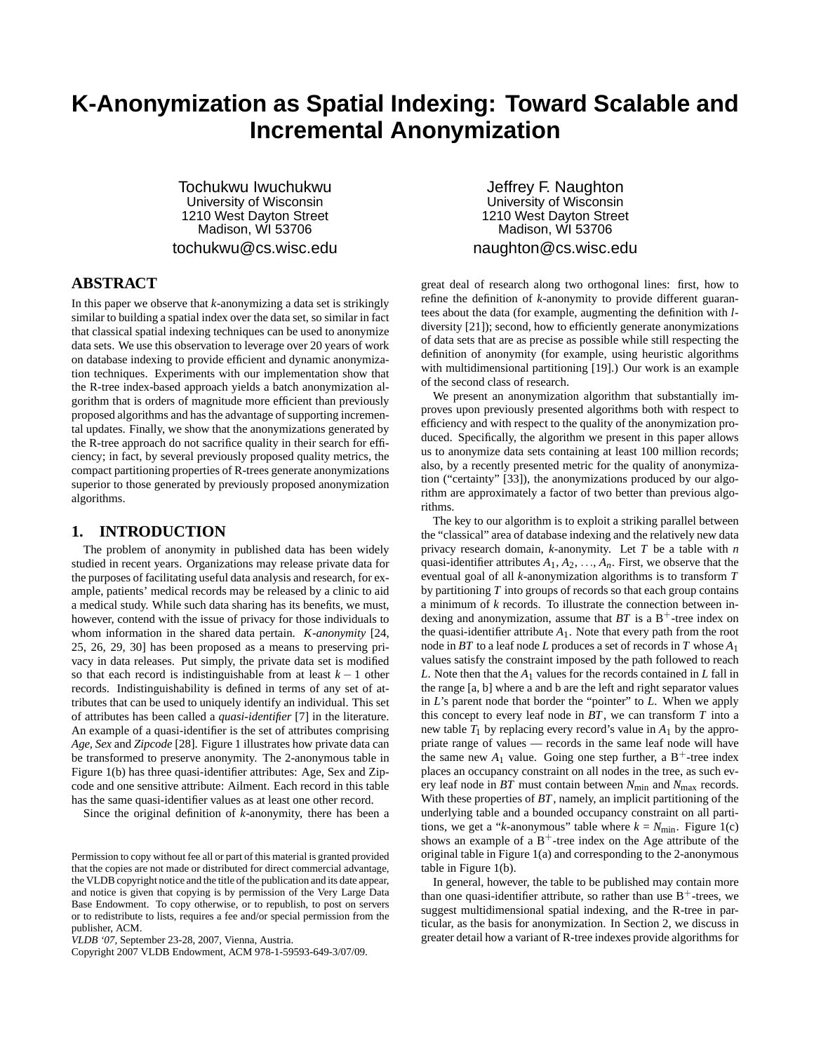# K-Anonymization as Spatial Indexing: Toward Scalable and Incremental Anonymization

Tochukwu Iwuchukwu
University of Wisconsin
1210 West Dayton Street
Madison, WI 53706
tochukwu@cs.wisc.edu

Jeffrey F. Naughton
University of Wisconsin
1210 West Dayton Street
Madison, WI 53706
naughton@cs.wisc.edu

## ABSTRACT

In this paper we observe that *k*-anonymizing a data set is strikingly similar to building a spatial index over the data set, so similar in fact that classical spatial indexing techniques can be used to anonymize data sets. We use this observation to leverage over 20 years of work on database indexing to provide efficient and dynamic anonymization techniques. Experiments with our implementation show that the R-tree index-based approach yields a batch anonymization algorithm that is orders of magnitude more efficient than previously proposed algorithms and has the advantage of supporting incremental updates. Finally, we show that the anonymizations generated by the R-tree approach do not sacrifice quality in their search for efficiency; in fact, by several previously proposed quality metrics, the compact partitioning properties of R-trees generate anonymizations superior to those generated by previously proposed anonymization algorithms.

## 1. INTRODUCTION

The problem of anonymity in published data has been widely studied in recent years. Organizations may release private data for the purposes of facilitating useful data analysis and research, for example, patients' medical records may be released by a clinic to aid a medical study. While such data sharing has its benefits, we must, however, contend with the issue of privacy for those individuals to whom information in the shared data pertain. *K-anonymity* [24, 25, 26, 29, 30] has been proposed as a means to preserving privacy in data releases. Put simply, the private data set is modified so that each record is indistinguishable from at least $k-1$ other records. Indistinguishability is defined in terms of any set of attributes that can be used to uniquely identify an individual. This set of attributes has been called a *quasi-identifier* [7] in the literature. An example of a quasi-identifier is the set of attributes comprising *Age, Sex* and *Zipcode* [28]. Figure 1 illustrates how private data can be transformed to preserve anonymity. The 2-anonymous table in Figure 1(b) has three quasi-identifier attributes: Age, Sex and Zipcode and one sensitive attribute: Ailment. Each record in this table has the same quasi-identifier values as at least one other record.

Since the original definition of *k*-anonymity, there has been a great deal of research along two orthogonal lines: first, how to refine the definition of *k*-anonymity to provide different guarantees about the data (for example, augmenting the definition with *l*-diversity [21]); second, how to efficiently generate anonymizations of data sets that are as precise as possible while still respecting the definition of anonymity (for example, using heuristic algorithms with multidimensional partitioning [19].) Our work is an example of the second class of research.

We present an anonymization algorithm that substantially improves upon previously presented algorithms both with respect to efficiency and with respect to the quality of the anonymization produced. Specifically, the algorithm we present in this paper allows us to anonymize data sets containing at least 100 million records; also, by a recently presented metric for the quality of anonymization ("certainty" [33]), the anonymizations produced by our algorithm are approximately a factor of two better than previous algorithms.

The key to our algorithm is to exploit a striking parallel between the "classical" area of database indexing and the relatively new data privacy research domain, *k*-anonymity. Let $T$ be a table with $n$ quasi-identifier attributes $A_1, A_2, \ldots, A_n$. First, we observe that the eventual goal of all *k*-anonymization algorithms is to transform $T$ by partitioning $T$ into groups of records so that each group contains a minimum of $k$ records. To illustrate the connection between indexing and anonymization, assume that $BT$ is a $B^+$-tree index on the quasi-identifier attribute $A_1$. Note that every path from the root node in $BT$ to a leaf node $L$ produces a set of records in $T$ whose $A_1$ values satisfy the constraint imposed by the path followed to reach $L$. Note then that the $A_1$ values for the records contained in $L$ fall in the range [a, b] where a and b are the left and right separator values in $L$'s parent node that border the "pointer" to $L$. When we apply this concept to every leaf node in $BT$, we can transform $T$ into a new table $T_1$ by replacing every record's value in $A_1$ by the appropriate range of values — records in the same leaf node will have the same new $A_1$ value. Going one step further, a $B^+$-tree index places an occupancy constraint on all nodes in the tree, as such every leaf node in $BT$ must contain between $N_{\min}$ and $N_{\max}$ records. With these properties of $BT$, namely, an implicit partitioning of the underlying table and a bounded occupancy constraint on all partitions, we get a "*k*-anonymous" table where $k = N_{\min}$. Figure 1(c) shows an example of a $B^+$-tree index on the Age attribute of the original table in Figure 1(a) and corresponding to the 2-anonymous table in Figure 1(b).

In general, however, the table to be published may contain more than one quasi-identifier attribute, so rather than use $B^+$-trees, we suggest multidimensional spatial indexing, and the R-tree in particular, as the basis for anonymization. In Section 2, we discuss in greater detail how a variant of R-tree indexes provide algorithms for

Permission to copy without fee all or part of this material is granted provided that the copies are not made or distributed for direct commercial advantage, the VLDB copyright notice and the title of the publication and its date appear, and notice is given that copying is by permission of the Very Large Data Base Endowment. To copy otherwise, or to republish, to post on servers or to redistribute to lists, requires a fee and/or special permission from the publisher, ACM.
*VLDB '07*, September 23-28, 2007, Vienna, Austria.
Copyright 2007 VLDB Endowment, ACM 978-1-59593-649-3/07/09.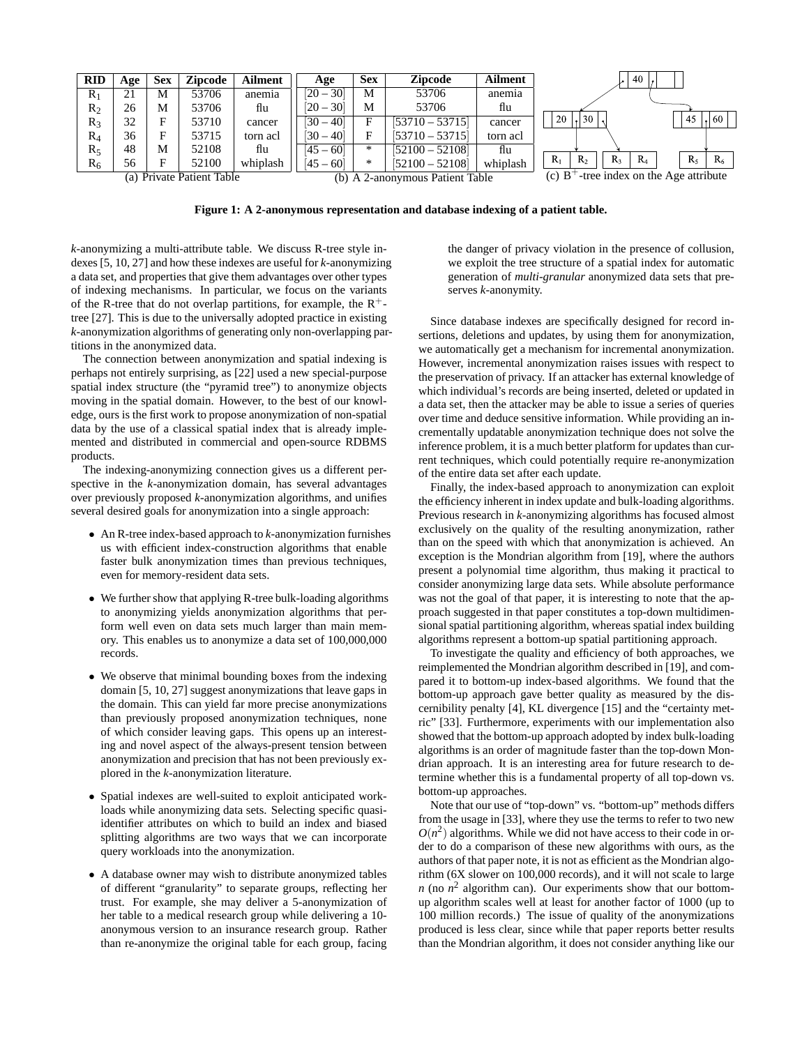| RID | Age | Sex | Zipcode | Ailment |
|---|---|---|---|---|
| $R_1$ | 21 | M | 53706 | anemia |
| $R_2$ | 26 | M | 53706 | flu |
| $R_3$ | 32 | F | 53710 | cancer |
| $R_4$ | 36 | F | 53715 | torn acl |
| $R_5$ | 48 | M | 52108 | flu |
| $R_6$ | 56 | F | 52100 | whiplash |

(a) Private Patient Table

| Age | Sex | Zipcode | Ailment |
|---|---|---|---|
| [20 – 30] | M | 53706 | anemia |
| [20 – 30] | M | 53706 | flu |
| [30 – 40] | F | [53710 – 53715] | cancer |
| [30 – 40] | F | [53710 – 53715] | torn acl |
| [45 – 60] | * | [52100 – 52108] | flu |
| [45 – 60] | * | [52100 – 52108] | whiplash |

(b) A 2-anonymous Patient Table

(c) $B^+$-tree index on the Age attribute

**Figure 1: A 2-anonymous representation and database indexing of a patient table.**

*k*-anonymizing a multi-attribute table. We discuss R-tree style indexes [5, 10, 27] and how these indexes are useful for *k*-anonymizing a data set, and properties that give them advantages over other types of indexing mechanisms. In particular, we focus on the variants of the R-tree that do not overlap partitions, for example, the $R^+$-tree [27]. This is due to the universally adopted practice in existing *k*-anonymization algorithms of generating only non-overlapping partitions in the anonymized data.

The connection between anonymization and spatial indexing is perhaps not entirely surprising, as [22] used a new special-purpose spatial index structure (the "pyramid tree") to anonymize objects moving in the spatial domain. However, to the best of our knowledge, ours is the first work to propose anonymization of non-spatial data by the use of a classical spatial index that is already implemented and distributed in commercial and open-source RDBMS products.

The indexing-anonymizing connection gives us a different perspective in the *k*-anonymization domain, has several advantages over previously proposed *k*-anonymization algorithms, and unifies several desired goals for anonymization into a single approach:

- An R-tree index-based approach to *k*-anonymization furnishes us with efficient index-construction algorithms that enable faster bulk anonymization times than previous techniques, even for memory-resident data sets.
- We further show that applying R-tree bulk-loading algorithms to anonymizing yields anonymization algorithms that perform well even on data sets much larger than main memory. This enables us to anonymize a data set of 100,000,000 records.
- We observe that minimal bounding boxes from the indexing domain [5, 10, 27] suggest anonymizations that leave gaps in the domain. This can yield far more precise anonymizations than previously proposed anonymization techniques, none of which consider leaving gaps. This opens up an interesting and novel aspect of the always-present tension between anonymization and precision that has not been previously explored in the *k*-anonymization literature.
- Spatial indexes are well-suited to exploit anticipated workloads while anonymizing data sets. Selecting specific quasi-identifier attributes on which to build an index and biased splitting algorithms are two ways that we can incorporate query workloads into the anonymization.
- A database owner may wish to distribute anonymized tables of different "granularity" to separate groups, reflecting her trust. For example, she may deliver a 5-anonymization of her table to a medical research group while delivering a 10-anonymous version to an insurance research group. Rather than re-anonymize the original table for each group, facing the danger of privacy violation in the presence of collusion, we exploit the tree structure of a spatial index for automatic generation of *multi-granular* anonymized data sets that preserves *k*-anonymity.

Since database indexes are specifically designed for record insertions, deletions and updates, by using them for anonymization, we automatically get a mechanism for incremental anonymization. However, incremental anonymization raises issues with respect to the preservation of privacy. If an attacker has external knowledge of which individual's records are being inserted, deleted or updated in a data set, then the attacker may be able to issue a series of queries over time and deduce sensitive information. While providing an incrementally updatable anonymization technique does not solve the inference problem, it is a much better platform for updates than current techniques, which could potentially require re-anonymization of the entire data set after each update.

Finally, the index-based approach to anonymization can exploit the efficiency inherent in index update and bulk-loading algorithms. Previous research in *k*-anonymizing algorithms has focused almost exclusively on the quality of the resulting anonymization, rather than on the speed with which that anonymization is achieved. An exception is the Mondrian algorithm from [19], where the authors present a polynomial time algorithm, thus making it practical to consider anonymizing large data sets. While absolute performance was not the goal of that paper, it is interesting to note that the approach suggested in that paper constitutes a top-down multidimensional spatial partitioning algorithm, whereas spatial index building algorithms represent a bottom-up spatial partitioning approach.

To investigate the quality and efficiency of both approaches, we reimplemented the Mondrian algorithm described in [19], and compared it to bottom-up index-based algorithms. We found that the bottom-up approach gave better quality as measured by the discernibility penalty [4], KL divergence [15] and the "certainty metric" [33]. Furthermore, experiments with our implementation also showed that the bottom-up approach adopted by index bulk-loading algorithms is an order of magnitude faster than the top-down Mondrian approach. It is an interesting area for future research to determine whether this is a fundamental property of all top-down vs. bottom-up approaches.

Note that our use of "top-down" vs. "bottom-up" methods differs from the usage in [33], where they use the terms to refer to two new $O(n^2)$ algorithms. While we did not have access to their code in order to do a comparison of these new algorithms with ours, as the authors of that paper note, it is not as efficient as the Mondrian algorithm (6X slower on 100,000 records), and it will not scale to large $n$ (no $n^2$ algorithm can). Our experiments show that our bottom-up algorithm scales well at least for another factor of 1000 (up to 100 million records.) The issue of quality of the anonymizations produced is less clear, since while that paper reports better results than the Mondrian algorithm, it does not consider anything like our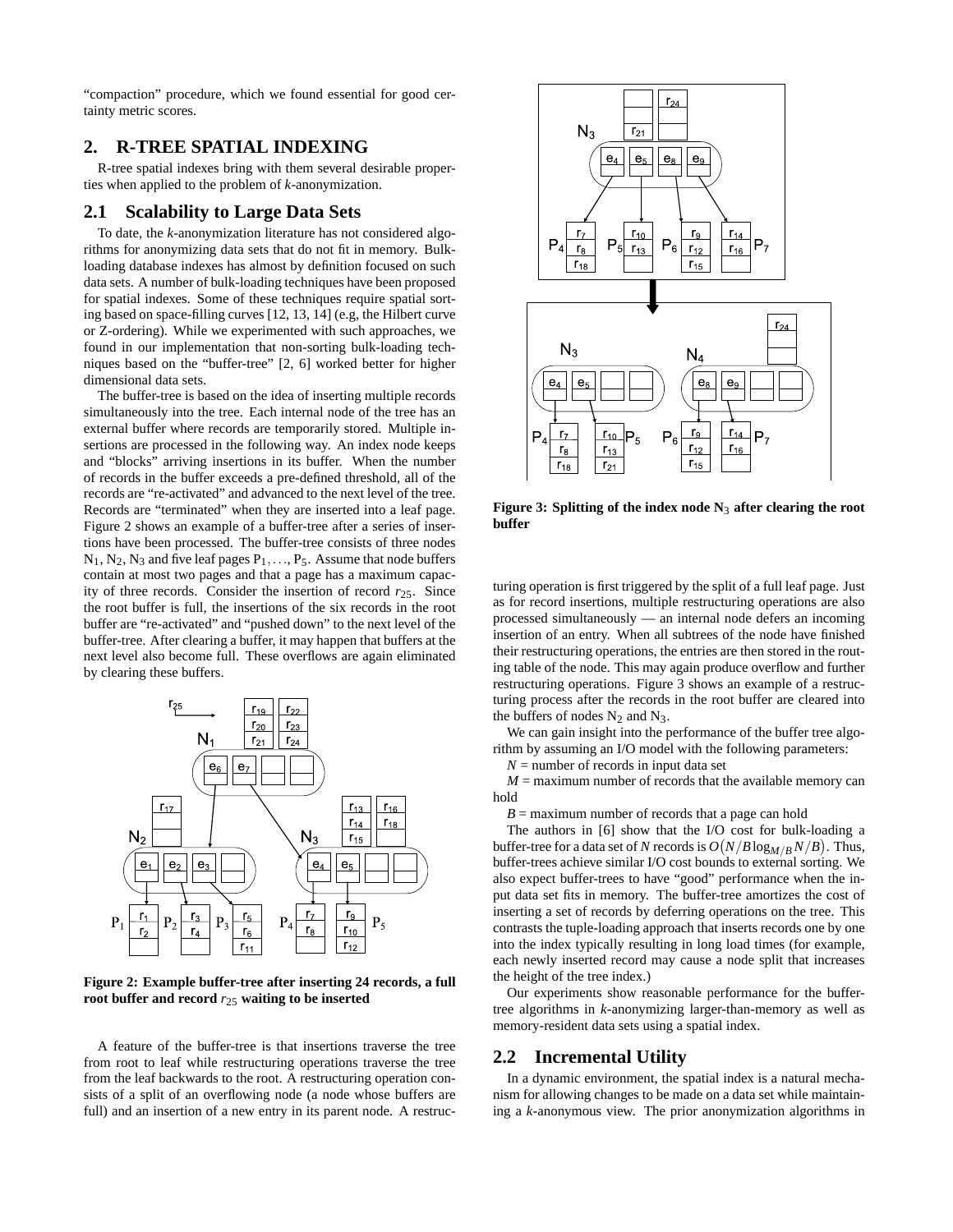"compaction" procedure, which we found essential for good certainty metric scores.

## 2. R-TREE SPATIAL INDEXING

R-tree spatial indexes bring with them several desirable properties when applied to the problem of *k*-anonymization.

### 2.1 Scalability to Large Data Sets

To date, the *k*-anonymization literature has not considered algorithms for anonymizing data sets that do not fit in memory. Bulk-loading database indexes has almost by definition focused on such data sets. A number of bulk-loading techniques have been proposed for spatial indexes. Some of these techniques require spatial sorting based on space-filling curves [12, 13, 14] (e.g, the Hilbert curve or Z-ordering). While we experimented with such approaches, we found in our implementation that non-sorting bulk-loading techniques based on the "buffer-tree" [2, 6] worked better for higher dimensional data sets.

The buffer-tree is based on the idea of inserting multiple records simultaneously into the tree. Each internal node of the tree has an external buffer where records are temporarily stored. Multiple insertions are processed in the following way. An index node keeps and "blocks" arriving insertions in its buffer. When the number of records in the buffer exceeds a pre-defined threshold, all of the records are "re-activated" and advanced to the next level of the tree. Records are "terminated" when they are inserted into a leaf page. Figure 2 shows an example of a buffer-tree after a series of insertions have been processed. The buffer-tree consists of three nodes $N_1$, $N_2$, $N_3$ and five leaf pages $P_1, \ldots, P_5$. Assume that node buffers contain at most two pages and that a page has a maximum capacity of three records. Consider the insertion of record $r_{25}$. Since the root buffer is full, the insertions of the six records in the root buffer are "re-activated" and "pushed down" to the next level of the buffer-tree. After clearing a buffer, it may happen that buffers at the next level also become full. These overflows are again eliminated by clearing these buffers.

**Figure 2: Example buffer-tree after inserting 24 records, a full root buffer and record $r_{25}$ waiting to be inserted**

A feature of the buffer-tree is that insertions traverse the tree from root to leaf while restructuring operations traverse the tree from the leaf backwards to the root. A restructuring operation consists of a split of an overflowing node (a node whose buffers are full) and an insertion of a new entry in its parent node. A restructuring operation is first triggered by the split of a full leaf page. Just as for record insertions, multiple restructuring operations are also processed simultaneously — an internal node defers an incoming insertion of an entry. When all subtrees of the node have finished their restructuring operations, the entries are then stored in the routing table of the node. This may again produce overflow and further restructuring operations. Figure 3 shows an example of a restructuring process after the records in the root buffer are cleared into the buffers of nodes $N_2$ and $N_3$.

**Figure 3: Splitting of the index node $N_3$ after clearing the root buffer**

We can gain insight into the performance of the buffer tree algorithm by assuming an I/O model with the following parameters:

$N$ = number of records in input data set

$M$ = maximum number of records that the available memory can hold

$B$ = maximum number of records that a page can hold

The authors in [6] show that the I/O cost for bulk-loading a buffer-tree for a data set of $N$ records is $O(N/B \log_{M/B} N/B)$. Thus, buffer-trees achieve similar I/O cost bounds to external sorting. We also expect buffer-trees to have "good" performance when the input data set fits in memory. The buffer-tree amortizes the cost of inserting a set of records by deferring operations on the tree. This contrasts the tuple-loading approach that inserts records one by one into the index typically resulting in long load times (for example, each newly inserted record may cause a node split that increases the height of the tree index.)

Our experiments show reasonable performance for the buffer-tree algorithms in *k*-anonymizing larger-than-memory as well as memory-resident data sets using a spatial index.

### 2.2 Incremental Utility

In a dynamic environment, the spatial index is a natural mechanism for allowing changes to be made on a data set while maintaining a *k*-anonymous view. The prior anonymization algorithms in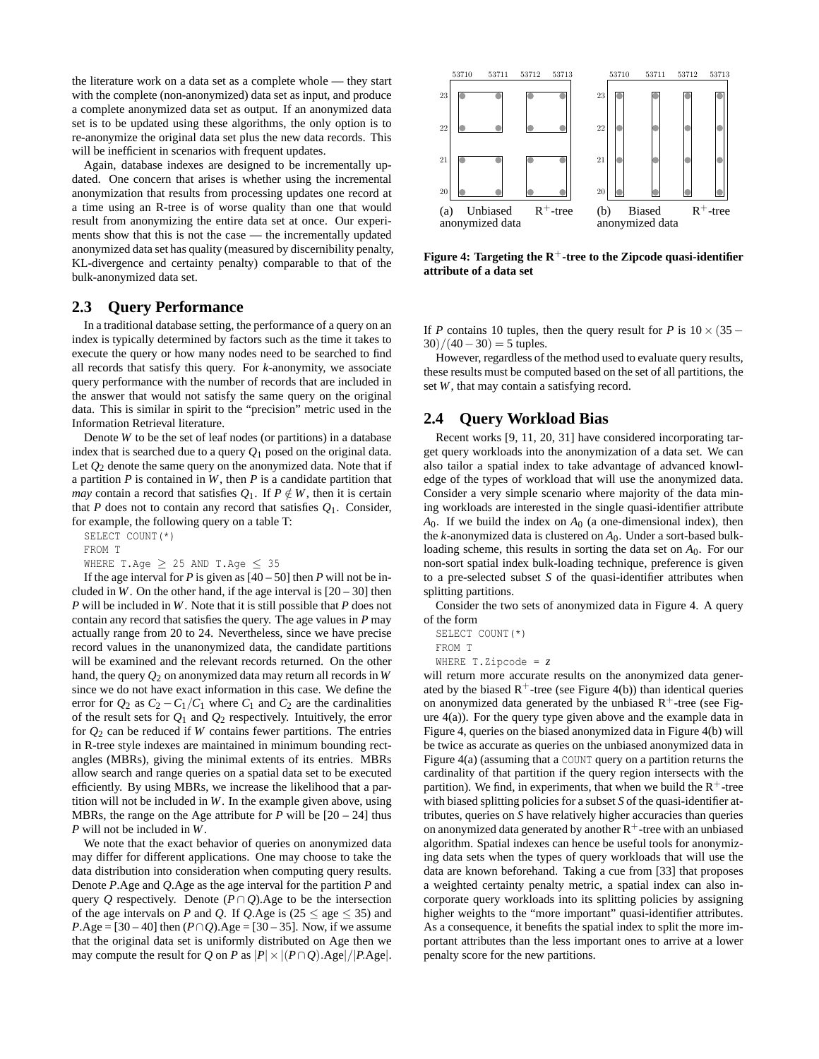the literature work on a data set as a complete whole — they start with the complete (non-anonymized) data set as input, and produce a complete anonymized data set as output. If an anonymized data set is to be updated using these algorithms, the only option is to re-anonymize the original data set plus the new data records. This will be inefficient in scenarios with frequent updates.

Again, database indexes are designed to be incrementally updated. One concern that arises is whether using the incremental anonymization that results from processing updates one record at a time using an R-tree is of worse quality than one that would result from anonymizing the entire data set at once. Our experiments show that this is not the case — the incrementally updated anonymized data set has quality (measured by discernibility penalty, KL-divergence and certainty penalty) comparable to that of the bulk-anonymized data set.

## 2.3 Query Performance

In a traditional database setting, the performance of a query on an index is typically determined by factors such as the time it takes to execute the query or how many nodes need to be searched to find all records that satisfy this query. For *k*-anonymity, we associate query performance with the number of records that are included in the answer that would not satisfy the same query on the original data. This is similar in spirit to the "precision" metric used in the Information Retrieval literature.

Denote $W$ to be the set of leaf nodes (or partitions) in a database index that is searched due to a query $Q_1$ posed on the original data. Let $Q_2$ denote the same query on the anonymized data. Note that if a partition $P$ is contained in $W$, then $P$ is a candidate partition that *may* contain a record that satisfies $Q_1$. If $P \notin W$, then it is certain that $P$ does not to contain any record that satisfies $Q_1$. Consider, for example, the following query on a table T:

```
SELECT COUNT(*)
FROM T
WHERE T.Age ≥ 25 AND T.Age ≤ 35
```

If the age interval for $P$ is given as $[40-50]$ then $P$ will not be included in $W$. On the other hand, if the age interval is $[20-30]$ then $P$ will be included in $W$. Note that it is still possible that $P$ does not contain any record that satisfies the query. The age values in $P$ may actually range from 20 to 24. Nevertheless, since we have precise record values in the unanonymized data, the candidate partitions will be examined and the relevant records returned. On the other hand, the query $Q_2$ on anonymized data may return all records in $W$ since we do not have exact information in this case. We define the error for $Q_2$ as $C_2 - C_1/C_1$ where $C_1$ and $C_2$ are the cardinalities of the result sets for $Q_1$ and $Q_2$ respectively. Intuitively, the error for $Q_2$ can be reduced if $W$ contains fewer partitions. The entries in R-tree style indexes are maintained in minimum bounding rectangles (MBRs), giving the minimal extents of its entries. MBRs allow search and range queries on a spatial data set to be executed efficiently. By using MBRs, we increase the likelihood that a partition will not be included in $W$. In the example given above, using MBRs, the range on the Age attribute for $P$ will be $[20-24]$ thus $P$ will not be included in $W$.

We note that the exact behavior of queries on anonymized data may differ for different applications. One may choose to take the data distribution into consideration when computing query results. Denote $P$.Age and $Q$.Age as the age interval for the partition $P$ and query $Q$ respectively. Denote $(P \cap Q)$.Age to be the intersection of the age intervals on $P$ and $Q$. If $Q$.Age is $(25 \leq \text{age} \leq 35)$ and $P$.Age = $[30-40]$ then $(P \cap Q)$.Age = $[30-35]$. Now, if we assume that the original data set is uniformly distributed on Age then we may compute the result for $Q$ on $P$ as $|P| \times |(P \cap Q).\text{Age}|/|P.\text{Age}|$. If $P$ contains 10 tuples, then the query result for $P$ is $10 \times (35 - 30)/(40-30) = 5$ tuples.

However, regardless of the method used to evaluate query results, these results must be computed based on the set of all partitions, the set $W$, that may contain a satisfying record.

(a) Unbiased R$^+$-tree anonymized data (b) Biased R$^+$-tree anonymized data

**Figure 4: Targeting the R$^+$-tree to the Zipcode quasi-identifier attribute of a data set**

## 2.4 Query Workload Bias

Recent works [9, 11, 20, 31] have considered incorporating target query workloads into the anonymization of a data set. We can also tailor a spatial index to take advantage of advanced knowledge of the types of workload that will use the anonymized data. Consider a very simple scenario where majority of the data mining workloads are interested in the single quasi-identifier attribute $A_0$. If we build the index on $A_0$ (a one-dimensional index), then the *k*-anonymized data is clustered on $A_0$. Under a sort-based bulk-loading scheme, this results in sorting the data set on $A_0$. For our non-sort spatial index bulk-loading technique, preference is given to a pre-selected subset $S$ of the quasi-identifier attributes when splitting partitions.

Consider the two sets of anonymized data in Figure 4. A query of the form

```
SELECT COUNT(*)
FROM T
WHERE T.Zipcode = z
```

will return more accurate results on the anonymized data generated by the biased R$^+$-tree (see Figure 4(b)) than identical queries on anonymized data generated by the unbiased R$^+$-tree (see Figure 4(a)). For the query type given above and the example data in Figure 4, queries on the biased anonymized data in Figure 4(b) will be twice as accurate as queries on the unbiased anonymized data in Figure 4(a) (assuming that a `COUNT` query on a partition returns the cardinality of that partition if the query region intersects with the partition). We find, in experiments, that when we build the R$^+$-tree with biased splitting policies for a subset $S$ of the quasi-identifier attributes, queries on $S$ have relatively higher accuracies than queries on anonymized data generated by another R$^+$-tree with an unbiased algorithm. Spatial indexes can hence be useful tools for anonymizing data sets when the types of query workloads that will use the data are known beforehand. Taking a cue from [33] that proposes a weighted certainty penalty metric, a spatial index can also incorporate query workloads into its splitting policies by assigning higher weights to the "more important" quasi-identifier attributes. As a consequence, it benefits the spatial index to split the more important attributes than the less important ones to arrive at a lower penalty score for the new partitions.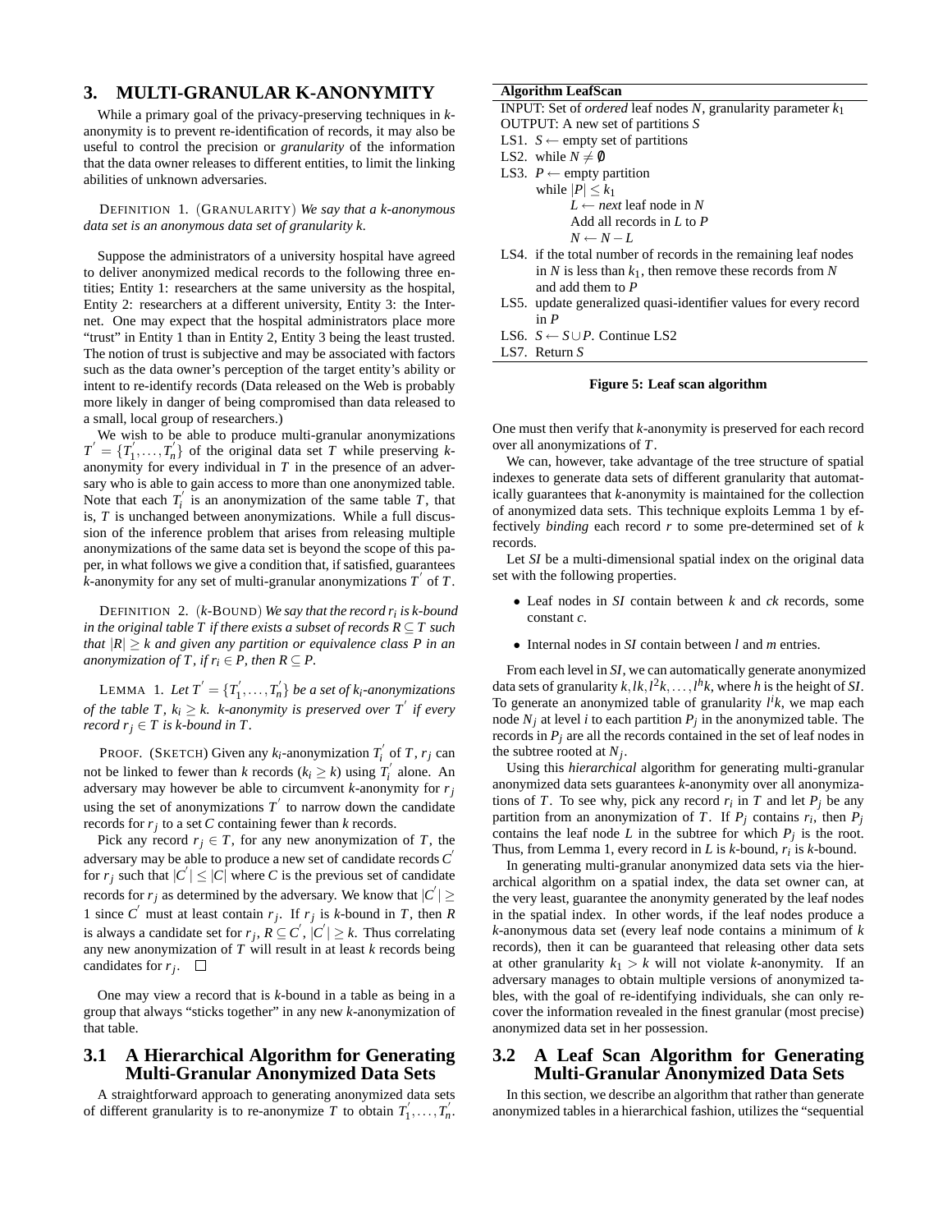## 3. MULTI-GRANULAR K-ANONYMITY

While a primary goal of the privacy-preserving techniques in $k$-anonymity is to prevent re-identification of records, it may also be useful to control the precision or *granularity* of the information that the data owner releases to different entities, to limit the linking abilities of unknown adversaries.

DEFINITION 1. (GRANULARITY) *We say that a k-anonymous data set is an anonymous data set of granularity k.*

Suppose the administrators of a university hospital have agreed to deliver anonymized medical records to the following three entities; Entity 1: researchers at the same university as the hospital, Entity 2: researchers at a different university, Entity 3: the Internet. One may expect that the hospital administrators place more "trust" in Entity 1 than in Entity 2, Entity 3 being the least trusted. The notion of trust is subjective and may be associated with factors such as the data owner's perception of the target entity's ability or intent to re-identify records (Data released on the Web is probably more likely in danger of being compromised than data released to a small, local group of researchers.)

We wish to be able to produce multi-granular anonymizations $T^{'} = \{T_1^{'}, \ldots, T_n^{'}\}$ of the original data set $T$ while preserving $k$-anonymity for every individual in $T$ in the presence of an adversary who is able to gain access to more than one anonymized table. Note that each $T_i^{'}$ is an anonymization of the same table $T$, that is, $T$ is unchanged between anonymizations. While a full discussion of the inference problem that arises from releasing multiple anonymizations of the same data set is beyond the scope of this paper, in what follows we give a condition that, if satisfied, guarantees $k$-anonymity for any set of multi-granular anonymizations $T^{'}$ of $T$.

DEFINITION 2. ($k$-BOUND) *We say that the record $r_i$ is k-bound in the original table $T$ if there exists a subset of records $R \subseteq T$ such that $|R| \geq k$ and given any partition or equivalence class $P$ in an anonymization of $T$, if $r_i \in P$, then $R \subseteq P$.*

LEMMA 1. *Let $T^{'} = \{T_1^{'}, \ldots, T_n^{'}\}$ be a set of $k_i$-anonymizations of the table $T$, $k_i \geq k$. k-anonymity is preserved over $T^{'}$ if every record $r_j \in T$ is k-bound in $T$.*

PROOF. (SKETCH) Given any $k_i$-anonymization $T_i^{'}$ of $T$, $r_j$ can not be linked to fewer than $k$ records ($k_i \geq k$) using $T_i^{'}$ alone. An adversary may however be able to circumvent $k$-anonymity for $r_j$ using the set of anonymizations $T^{'}$ to narrow down the candidate records for $r_j$ to a set $C$ containing fewer than $k$ records.

Pick any record $r_j \in T$, for any new anonymization of $T$, the adversary may be able to produce a new set of candidate records $C^{'}$ for $r_j$ such that $|C^{'}| \leq |C|$ where $C$ is the previous set of candidate records for $r_j$ as determined by the adversary. We know that $|C^{'}| \geq 1$ since $C^{'}$ must at least contain $r_j$. If $r_j$ is $k$-bound in $T$, then $R$ is always a candidate set for $r_j$, $R \subseteq C^{'}$, $|C^{'}| \geq k$. Thus correlating any new anonymization of $T$ will result in at least $k$ records being candidates for $r_j$. □

One may view a record that is $k$-bound in a table as being in a group that always "sticks together" in any new $k$-anonymization of that table.

### 3.1 A Hierarchical Algorithm for Generating Multi-Granular Anonymized Data Sets

A straightforward approach to generating anonymized data sets of different granularity is to re-anonymize $T$ to obtain $T_1^{'}, \ldots, T_n^{'}$. One must then verify that $k$-anonymity is preserved for each record over all anonymizations of $T$.

We can, however, take advantage of the tree structure of spatial indexes to generate data sets of different granularity that automatically guarantees that $k$-anonymity is maintained for the collection of anonymized data sets. This technique exploits Lemma 1 by effectively *binding* each record $r$ to some pre-determined set of $k$ records.

Let $SI$ be a multi-dimensional spatial index on the original data set with the following properties.

- Leaf nodes in $SI$ contain between $k$ and $ck$ records, some constant $c$.
- Internal nodes in $SI$ contain between $l$ and $m$ entries.

From each level in $SI$, we can automatically generate anonymized data sets of granularity $k, lk, l^2k, \ldots, l^hk$, where $h$ is the height of $SI$. To generate an anonymized table of granularity $l^ik$, we map each node $N_j$ at level $i$ to each partition $P_j$ in the anonymized table. The records in $P_j$ are all the records contained in the set of leaf nodes in the subtree rooted at $N_j$.

Using this *hierarchical* algorithm for generating multi-granular anonymized data sets guarantees $k$-anonymity over all anonymizations of $T$. To see why, pick any record $r_i$ in $T$ and let $P_j$ be any partition from an anonymization of $T$. If $P_j$ contains $r_i$, then $P_j$ contains the leaf node $L$ in the subtree for which $P_j$ is the root. Thus, from Lemma 1, every record in $L$ is $k$-bound, $r_i$ is $k$-bound.

In generating multi-granular anonymized data sets via the hierarchical algorithm on a spatial index, the data set owner can, at the very least, guarantee the anonymity generated by the leaf nodes in the spatial index. In other words, if the leaf nodes produce a $k$-anonymous data set (every leaf node contains a minimum of $k$ records), then it can be guaranteed that releasing other data sets at other granularity $k_1 > k$ will not violate $k$-anonymity. If an adversary manages to obtain multiple versions of anonymized tables, with the goal of re-identifying individuals, she can only recover the information revealed in the finest granular (most precise) anonymized data set in her possession.

```
Algorithm LeafScan
INPUT: Set of ordered leaf nodes N, granularity parameter k_1
OUTPUT: A new set of partitions S
LS1. S ← empty set of partitions
LS2. while N ≠ ∅
LS3. P ← empty partition
     while |P| ≤ k_1
          L ← next leaf node in N
          Add all records in L to P
          N ← N − L
LS4. if the total number of records in the remaining leaf nodes
     in N is less than k_1, then remove these records from N
     and add them to P
LS5. update generalized quasi-identifier values for every record
     in P
LS6. S ← S ∪ P. Continue LS2
LS7. Return S
```

**Figure 5: Leaf scan algorithm**

### 3.2 A Leaf Scan Algorithm for Generating Multi-Granular Anonymized Data Sets

In this section, we describe an algorithm that rather than generate anonymized tables in a hierarchical fashion, utilizes the "sequential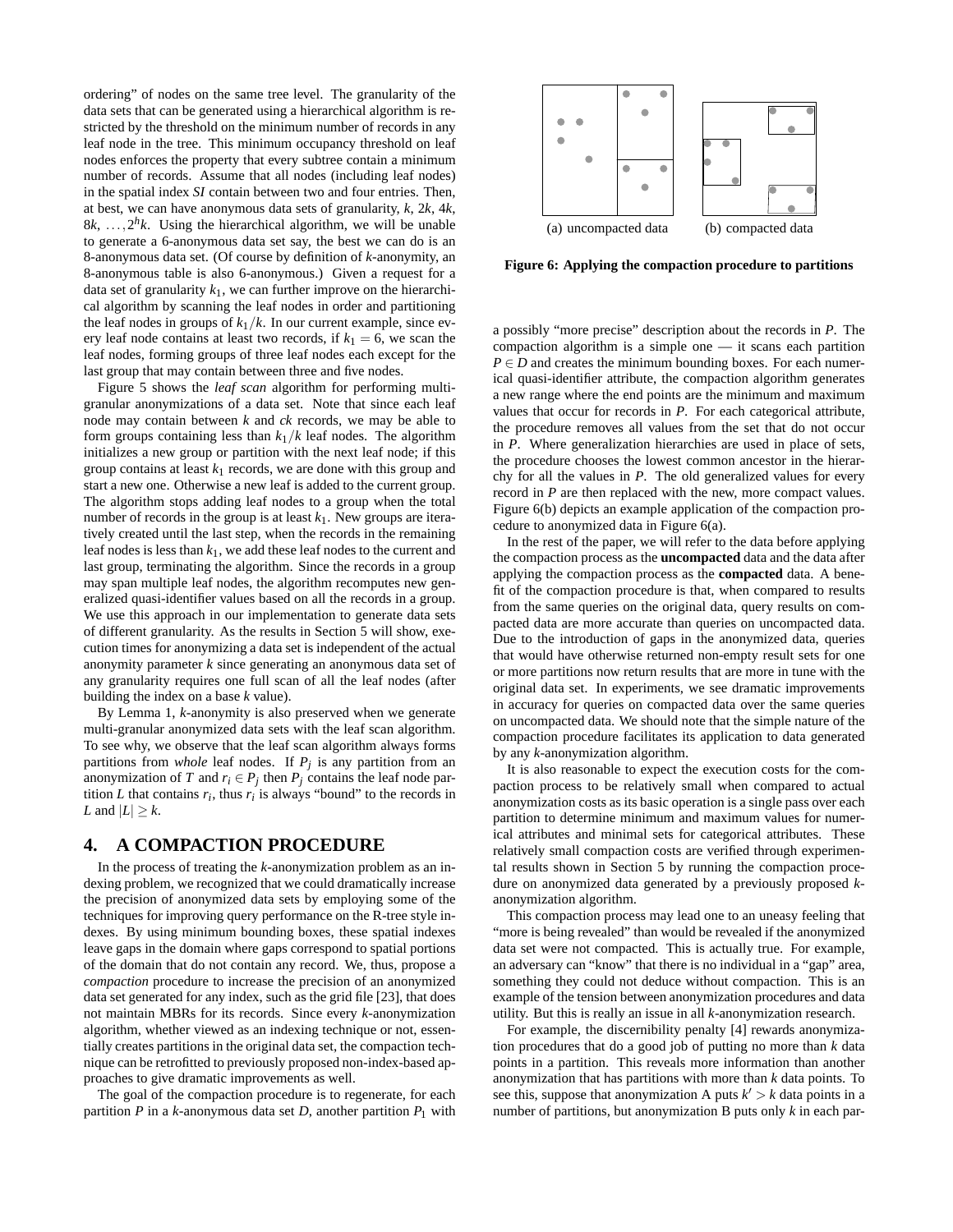ordering" of nodes on the same tree level. The granularity of the data sets that can be generated using a hierarchical algorithm is restricted by the threshold on the minimum number of records in any leaf node in the tree. This minimum occupancy threshold on leaf nodes enforces the property that every subtree contain a minimum number of records. Assume that all nodes (including leaf nodes) in the spatial index *SI* contain between two and four entries. Then, at best, we can have anonymous data sets of granularity, $k$, $2k$, $4k$, $8k$, $\ldots, 2^h k$. Using the hierarchical algorithm, we will be unable to generate a 6-anonymous data set say, the best we can do is an 8-anonymous data set. (Of course by definition of $k$-anonymity, an 8-anonymous table is also 6-anonymous.) Given a request for a data set of granularity $k_1$, we can further improve on the hierarchical algorithm by scanning the leaf nodes in order and partitioning the leaf nodes in groups of $k_1/k$. In our current example, since every leaf node contains at least two records, if $k_1 = 6$, we scan the leaf nodes, forming groups of three leaf nodes each except for the last group that may contain between three and five nodes.

Figure 5 shows the *leaf scan* algorithm for performing multi-granular anonymizations of a data set. Note that since each leaf node may contain between $k$ and $ck$ records, we may be able to form groups containing less than $k_1/k$ leaf nodes. The algorithm initializes a new group or partition with the next leaf node; if this group contains at least $k_1$ records, we are done with this group and start a new one. Otherwise a new leaf is added to the current group. The algorithm stops adding leaf nodes to a group when the total number of records in the group is at least $k_1$. New groups are iteratively created until the last step, when the records in the remaining leaf nodes is less than $k_1$, we add these leaf nodes to the current and last group, terminating the algorithm. Since the records in a group may span multiple leaf nodes, the algorithm recomputes new generalized quasi-identifier values based on all the records in a group. We use this approach in our implementation to generate data sets of different granularity. As the results in Section 5 will show, execution times for anonymizing a data set is independent of the actual anonymity parameter $k$ since generating an anonymous data set of any granularity requires one full scan of all the leaf nodes (after building the index on a base $k$ value).

By Lemma 1, $k$-anonymity is also preserved when we generate multi-granular anonymized data sets with the leaf scan algorithm. To see why, we observe that the leaf scan algorithm always forms partitions from *whole* leaf nodes. If $P_j$ is any partition from an anonymization of $T$ and $r_i \in P_j$ then $P_j$ contains the leaf node partition $L$ that contains $r_i$, thus $r_i$ is always "bound" to the records in $L$ and $|L| \geq k$.

## 4. A COMPACTION PROCEDURE

In the process of treating the $k$-anonymization problem as an indexing problem, we recognized that we could dramatically increase the precision of anonymized data sets by employing some of the techniques for improving query performance on the R-tree style indexes. By using minimum bounding boxes, these spatial indexes leave gaps in the domain where gaps correspond to spatial portions of the domain that do not contain any record. We, thus, propose a *compaction* procedure to increase the precision of an anonymized data set generated for any index, such as the grid file [23], that does not maintain MBRs for its records. Since every $k$-anonymization algorithm, whether viewed as an indexing technique or not, essentially creates partitions in the original data set, the compaction technique can be retrofitted to previously proposed non-index-based approaches to give dramatic improvements as well.

The goal of the compaction procedure is to regenerate, for each partition $P$ in a $k$-anonymous data set $D$, another partition $P_1$ with a possibly "more precise" description about the records in $P$. The compaction algorithm is a simple one — it scans each partition $P \in D$ and creates the minimum bounding boxes. For each numerical quasi-identifier attribute, the compaction algorithm generates a new range where the end points are the minimum and maximum values that occur for records in $P$. For each categorical attribute, the procedure removes all values from the set that do not occur in $P$. Where generalization hierarchies are used in place of sets, the procedure chooses the lowest common ancestor in the hierarchy for all the values in $P$. The old generalized values for every record in $P$ are then replaced with the new, more compact values. Figure 6(b) depicts an example application of the compaction procedure to anonymized data in Figure 6(a).

(a) uncompacted data (b) compacted data

**Figure 6: Applying the compaction procedure to partitions**

In the rest of the paper, we will refer to the data before applying the compaction process as the **uncompacted** data and the data after applying the compaction process as the **compacted** data. A benefit of the compaction procedure is that, when compared to results from the same queries on the original data, query results on compacted data are more accurate than queries on uncompacted data. Due to the introduction of gaps in the anonymized data, queries that would have otherwise returned non-empty result sets for one or more partitions now return results that are more in tune with the original data set. In experiments, we see dramatic improvements in accuracy for queries on compacted data over the same queries on uncompacted data. We should note that the simple nature of the compaction procedure facilitates its application to data generated by any $k$-anonymization algorithm.

It is also reasonable to expect the execution costs for the compaction process to be relatively small when compared to actual anonymization costs as its basic operation is a single pass over each partition to determine minimum and maximum values for numerical attributes and minimal sets for categorical attributes. These relatively small compaction costs are verified through experimental results shown in Section 5 by running the compaction procedure on anonymized data generated by a previously proposed $k$-anonymization algorithm.

This compaction process may lead one to an uneasy feeling that "more is being revealed" than would be revealed if the anonymized data set were not compacted. This is actually true. For example, an adversary can "know" that there is no individual in a "gap" area, something they could not deduce without compaction. This is an example of the tension between anonymization procedures and data utility. But this is really an issue in all $k$-anonymization research.

For example, the discernibility penalty [4] rewards anonymization procedures that do a good job of putting no more than $k$ data points in a partition. This reveals more information than another anonymization that has partitions with more than $k$ data points. To see this, suppose that anonymization A puts $k' > k$ data points in a number of partitions, but anonymization B puts only $k$ in each par-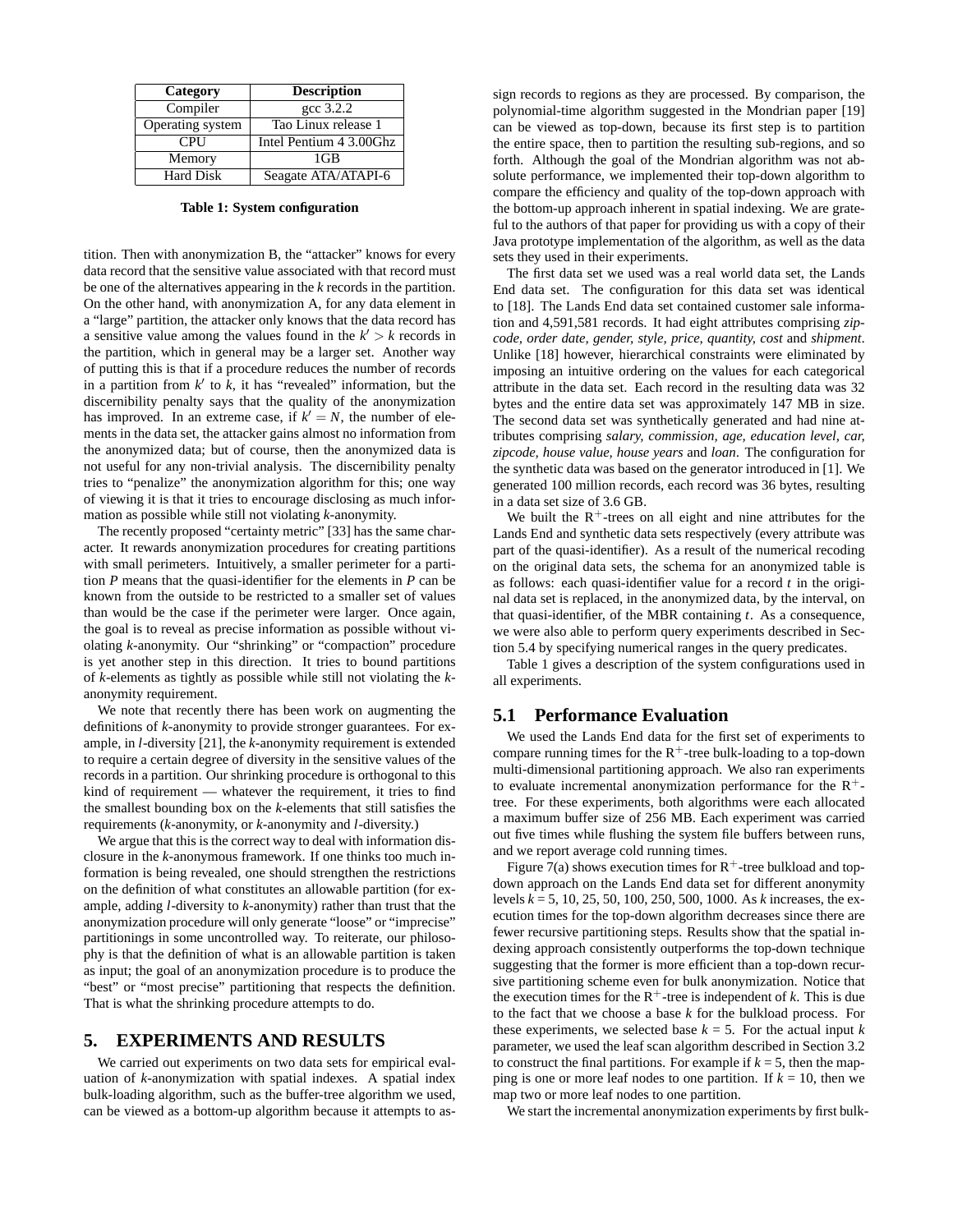| Category | Description |
| --- | --- |
| Compiler | gcc 3.2.2 |
| Operating system | Tao Linux release 1 |
| CPU | Intel Pentium 4 3.00Ghz |
| Memory | 1GB |
| Hard Disk | Seagate ATA/ATAPI-6 |

**Table 1: System configuration**

tition. Then with anonymization B, the "attacker" knows for every data record that the sensitive value associated with that record must be one of the alternatives appearing in the *k* records in the partition. On the other hand, with anonymization A, for any data element in a "large" partition, the attacker only knows that the data record has a sensitive value among the values found in the $k' > k$ records in the partition, which in general may be a larger set. Another way of putting this is that if a procedure reduces the number of records in a partition from $k'$ to $k$, it has "revealed" information, but the discernibility penalty says that the quality of the anonymization has improved. In an extreme case, if $k' = N$, the number of elements in the data set, the attacker gains almost no information from the anonymized data; but of course, then the anonymized data is not useful for any non-trivial analysis. The discernibility penalty tries to "penalize" the anonymization algorithm for this; one way of viewing it is that it tries to encourage disclosing as much information as possible while still not violating *k*-anonymity.

The recently proposed "certainty metric" [33] has the same character. It rewards anonymization procedures for creating partitions with small perimeters. Intuitively, a smaller perimeter for a partition *P* means that the quasi-identifier for the elements in *P* can be known from the outside to be restricted to a smaller set of values than would be the case if the perimeter were larger. Once again, the goal is to reveal as precise information as possible without violating *k*-anonymity. Our "shrinking" or "compaction" procedure is yet another step in this direction. It tries to bound partitions of *k*-elements as tightly as possible while still not violating the *k*-anonymity requirement.

We note that recently there has been work on augmenting the definitions of *k*-anonymity to provide stronger guarantees. For example, in *l*-diversity [21], the *k*-anonymity requirement is extended to require a certain degree of diversity in the sensitive values of the records in a partition. Our shrinking procedure is orthogonal to this kind of requirement — whatever the requirement, it tries to find the smallest bounding box on the *k*-elements that still satisfies the requirements (*k*-anonymity, or *k*-anonymity and *l*-diversity.)

We argue that this is the correct way to deal with information disclosure in the *k*-anonymous framework. If one thinks too much information is being revealed, one should strengthen the restrictions on the definition of what constitutes an allowable partition (for example, adding *l*-diversity to *k*-anonymity) rather than trust that the anonymization procedure will only generate "loose" or "imprecise" partitionings in some uncontrolled way. To reiterate, our philosophy is that the definition of what is an allowable partition is taken as input; the goal of an anonymization procedure is to produce the "best" or "most precise" partitioning that respects the definition. That is what the shrinking procedure attempts to do.

# 5. EXPERIMENTS AND RESULTS

We carried out experiments on two data sets for empirical evaluation of *k*-anonymization with spatial indexes. A spatial index bulk-loading algorithm, such as the buffer-tree algorithm we used, can be viewed as a bottom-up algorithm because it attempts to assign records to regions as they are processed. By comparison, the polynomial-time algorithm suggested in the Mondrian paper [19] can be viewed as top-down, because its first step is to partition the entire space, then to partition the resulting sub-regions, and so forth. Although the goal of the Mondrian algorithm was not absolute performance, we implemented their top-down algorithm to compare the efficiency and quality of the top-down approach with the bottom-up approach inherent in spatial indexing. We are grateful to the authors of that paper for providing us with a copy of their Java prototype implementation of the algorithm, as well as the data sets they used in their experiments.

The first data set we used was a real world data set, the Lands End data set. The configuration for this data set was identical to [18]. The Lands End data set contained customer sale information and 4,591,581 records. It had eight attributes comprising *zipcode, order date, gender, style, price, quantity, cost* and *shipment*. Unlike [18] however, hierarchical constraints were eliminated by imposing an intuitive ordering on the values for each categorical attribute in the data set. Each record in the resulting data was 32 bytes and the entire data set was approximately 147 MB in size. The second data set was synthetically generated and had nine attributes comprising *salary, commission, age, education level, car, zipcode, house value, house years* and *loan*. The configuration for the synthetic data was based on the generator introduced in [1]. We generated 100 million records, each record was 36 bytes, resulting in a data set size of 3.6 GB.

We built the $R^+$-trees on all eight and nine attributes for the Lands End and synthetic data sets respectively (every attribute was part of the quasi-identifier). As a result of the numerical recoding on the original data sets, the schema for an anonymized table is as follows: each quasi-identifier value for a record *t* in the original data set is replaced, in the anonymized data, by the interval, on that quasi-identifier, of the MBR containing *t*. As a consequence, we were also able to perform query experiments described in Section 5.4 by specifying numerical ranges in the query predicates.

Table 1 gives a description of the system configurations used in all experiments.

## 5.1 Performance Evaluation

We used the Lands End data for the first set of experiments to compare running times for the $R^+$-tree bulk-loading to a top-down multi-dimensional partitioning approach. We also ran experiments to evaluate incremental anonymization performance for the $R^+$-tree. For these experiments, both algorithms were each allocated a maximum buffer size of 256 MB. Each experiment was carried out five times while flushing the system file buffers between runs, and we report average cold running times.

Figure 7(a) shows execution times for $R^+$-tree bulkload and top-down approach on the Lands End data set for different anonymity levels *k* = 5, 10, 25, 50, 100, 250, 500, 1000. As *k* increases, the execution times for the top-down algorithm decreases since there are fewer recursive partitioning steps. Results show that the spatial indexing approach consistently outperforms the top-down technique suggesting that the former is more efficient than a top-down recursive partitioning scheme even for bulk anonymization. Notice that the execution times for the $R^+$-tree is independent of *k*. This is due to the fact that we choose a base *k* for the bulkload process. For these experiments, we selected base *k* = 5. For the actual input *k* parameter, we used the leaf scan algorithm described in Section 3.2 to construct the final partitions. For example if *k* = 5, then the mapping is one or more leaf nodes to one partition. If *k* = 10, then we map two or more leaf nodes to one partition.

We start the incremental anonymization experiments by first bulk-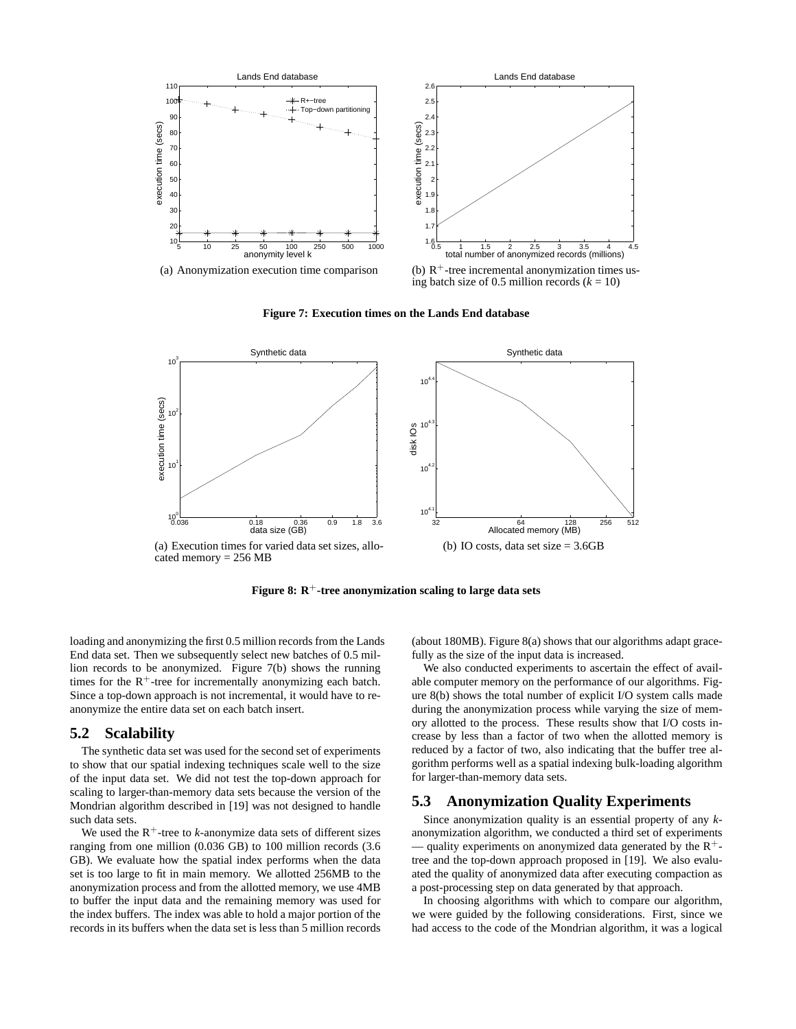(a) Anonymization execution time comparison

(b) $R^+$-tree incremental anonymization times using batch size of 0.5 million records ($k$ = 10)

**Figure 7: Execution times on the Lands End database**

(a) Execution times for varied data set sizes, allocated memory = 256 MB

(b) IO costs, data set size = 3.6GB

**Figure 8: $R^+$-tree anonymization scaling to large data sets**

loading and anonymizing the first 0.5 million records from the Lands End data set. Then we subsequently select new batches of 0.5 million records to be anonymized. Figure 7(b) shows the running times for the $R^+$-tree for incrementally anonymizing each batch. Since a top-down approach is not incremental, it would have to re-anonymize the entire data set on each batch insert.

## 5.2 Scalability

The synthetic data set was used for the second set of experiments to show that our spatial indexing techniques scale well to the size of the input data set. We did not test the top-down approach for scaling to larger-than-memory data sets because the version of the Mondrian algorithm described in [19] was not designed to handle such data sets.

We used the $R^+$-tree to $k$-anonymize data sets of different sizes ranging from one million (0.036 GB) to 100 million records (3.6 GB). We evaluate how the spatial index performs when the data set is too large to fit in main memory. We allotted 256MB to the anonymization process and from the allotted memory, we use 4MB to buffer the input data and the remaining memory was used for the index buffers. The index was able to hold a major portion of the records in its buffers when the data set is less than 5 million records (about 180MB). Figure 8(a) shows that our algorithms adapt gracefully as the size of the input data is increased.

We also conducted experiments to ascertain the effect of available computer memory on the performance of our algorithms. Figure 8(b) shows the total number of explicit I/O system calls made during the anonymization process while varying the size of memory allotted to the process. These results show that I/O costs increase by less than a factor of two when the allotted memory is reduced by a factor of two, also indicating that the buffer tree algorithm performs well as a spatial indexing bulk-loading algorithm for larger-than-memory data sets.

## 5.3 Anonymization Quality Experiments

Since anonymization quality is an essential property of any $k$-anonymization algorithm, we conducted a third set of experiments — quality experiments on anonymized data generated by the $R^+$-tree and the top-down approach proposed in [19]. We also evaluated the quality of anonymized data after executing compaction as a post-processing step on data generated by that approach.

In choosing algorithms with which to compare our algorithm, we were guided by the following considerations. First, since we had access to the code of the Mondrian algorithm, it was a logical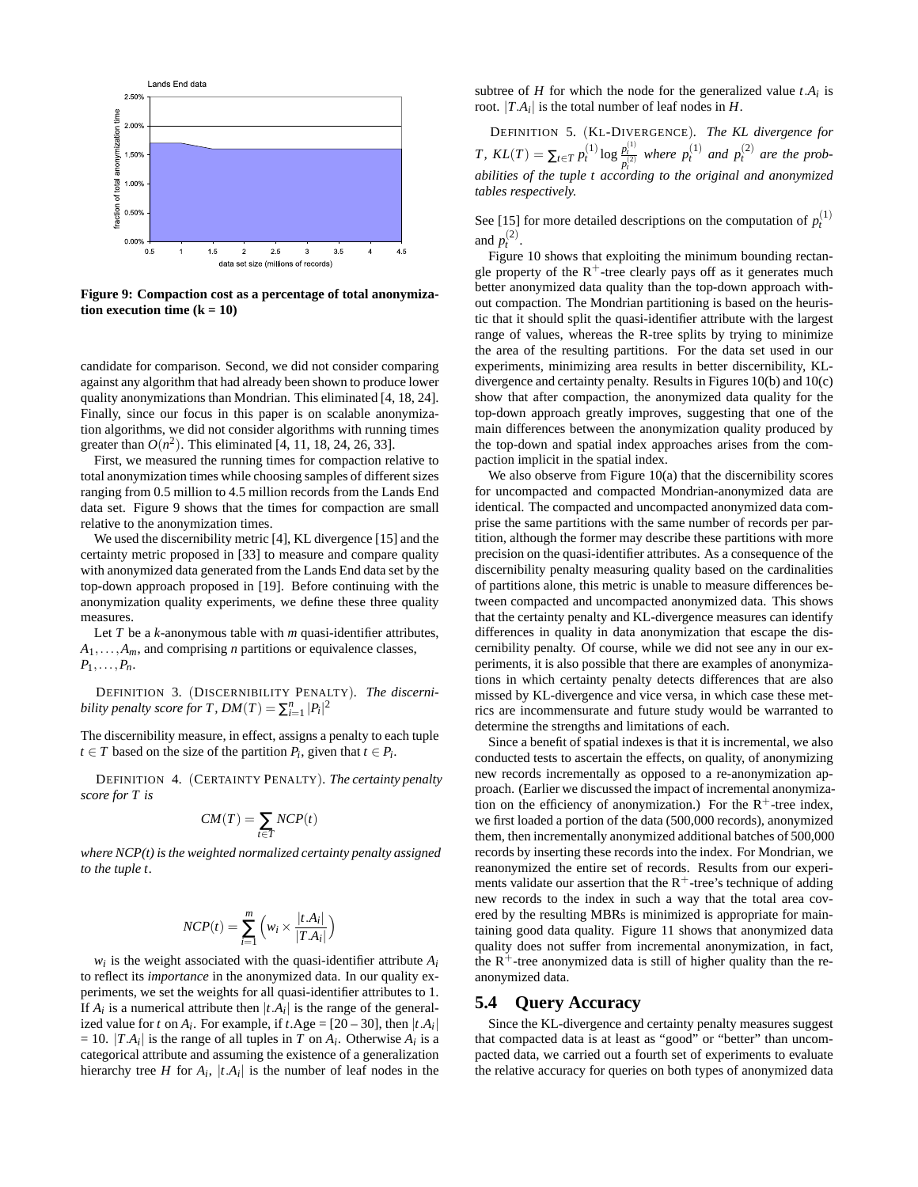Figure 9: Compaction cost as a percentage of total anonymization execution time (k = 10)

candidate for comparison. Second, we did not consider comparing against any algorithm that had already been shown to produce lower quality anonymizations than Mondrian. This eliminated [4, 18, 24]. Finally, since our focus in this paper is on scalable anonymization algorithms, we did not consider algorithms with running times greater than $O(n^2)$. This eliminated [4, 11, 18, 24, 26, 33].

First, we measured the running times for compaction relative to total anonymization times while choosing samples of different sizes ranging from 0.5 million to 4.5 million records from the Lands End data set. Figure 9 shows that the times for compaction are small relative to the anonymization times.

We used the discernibility metric [4], KL divergence [15] and the certainty metric proposed in [33] to measure and compare quality with anonymized data generated from the Lands End data set by the top-down approach proposed in [19]. Before continuing with the anonymization quality experiments, we define these three quality measures.

Let $T$ be a $k$-anonymous table with $m$ quasi-identifier attributes, $A_1, \ldots, A_m$, and comprising $n$ partitions or equivalence classes, $P_1, \ldots, P_n$.

DEFINITION 3. (DISCERNIBILITY PENALTY). *The discernibility penalty score for $T$, $DM(T) = \sum_{i=1}^{n} |P_i|^2$*

The discernibility measure, in effect, assigns a penalty to each tuple $t \in T$ based on the size of the partition $P_i$, given that $t \in P_i$.

DEFINITION 4. (CERTAINTY PENALTY). *The certainty penalty score for $T$ is*

$$CM(T) = \sum_{t \in T} NCP(t)$$

*where NCP(t) is the weighted normalized certainty penalty assigned to the tuple $t$.*

$$NCP(t) = \sum_{i=1}^{m} \left( w_i \times \frac{|t.A_i|}{|T.A_i|} \right)$$

$w_i$ is the weight associated with the quasi-identifier attribute $A_i$ to reflect its *importance* in the anonymized data. In our quality experiments, we set the weights for all quasi-identifier attributes to 1. If $A_i$ is a numerical attribute then $|t.A_i|$ is the range of the generalized value for $t$ on $A_i$. For example, if $t$.Age = [20 – 30], then $|t.A_i|$ = 10. $|T.A_i|$ is the range of all tuples in $T$ on $A_i$. Otherwise $A_i$ is a categorical attribute and assuming the existence of a generalization hierarchy tree $H$ for $A_i$, $|t.A_i|$ is the number of leaf nodes in the subtree of $H$ for which the node for the generalized value $t.A_i$ is root. $|T.A_i|$ is the total number of leaf nodes in $H$.

DEFINITION 5. (KL-DIVERGENCE). *The KL divergence for $T$, $KL(T) = \sum_{t \in T} p_t^{(1)} \log \frac{p_t^{(1)}}{p_t^{(2)}}$ where $p_t^{(1)}$ and $p_t^{(2)}$ are the probabilities of the tuple $t$ according to the original and anonymized tables respectively.*

See [15] for more detailed descriptions on the computation of $p_t^{(1)}$ and $p_t^{(2)}$.

Figure 10 shows that exploiting the minimum bounding rectangle property of the R$^+$-tree clearly pays off as it generates much better anonymized data quality than the top-down approach without compaction. The Mondrian partitioning is based on the heuristic that it should split the quasi-identifier attribute with the largest range of values, whereas the R-tree splits by trying to minimize the area of the resulting partitions. For the data set used in our experiments, minimizing area results in better discernibility, KL-divergence and certainty penalty. Results in Figures 10(b) and 10(c) show that after compaction, the anonymized data quality for the top-down approach greatly improves, suggesting that one of the main differences between the anonymization quality produced by the top-down and spatial index approaches arises from the compaction implicit in the spatial index.

We also observe from Figure 10(a) that the discernibility scores for uncompacted and compacted Mondrian-anonymized data are identical. The compacted and uncompacted anonymized data comprise the same partitions with the same number of records per partition, although the former may describe these partitions with more precision on the quasi-identifier attributes. As a consequence of the discernibility penalty measuring quality based on the cardinalities of partitions alone, this metric is unable to measure differences between compacted and uncompacted anonymized data. This shows that the certainty penalty and KL-divergence measures can identify differences in quality in data anonymization that escape the discernibility penalty. Of course, while we did not see any in our experiments, it is also possible that there are examples of anonymizations in which certainty penalty detects differences that are also missed by KL-divergence and vice versa, in which case these metrics are incommensurate and future study would be warranted to determine the strengths and limitations of each.

Since a benefit of spatial indexes is that it is incremental, we also conducted tests to ascertain the effects, on quality, of anonymizing new records incrementally as opposed to a re-anonymization approach. (Earlier we discussed the impact of incremental anonymization on the efficiency of anonymization.) For the R$^+$-tree index, we first loaded a portion of the data (500,000 records), anonymized them, then incrementally anonymized additional batches of 500,000 records by inserting these records into the index. For Mondrian, we reanonymized the entire set of records. Results from our experiments validate our assertion that the R$^+$-tree's technique of adding new records to the index in such a way that the total area covered by the resulting MBRs is minimized is appropriate for maintaining good data quality. Figure 11 shows that anonymized data quality does not suffer from incremental anonymization, in fact, the R$^+$-tree anonymized data is still of higher quality than the re-anonymized data.

## 5.4 Query Accuracy

Since the KL-divergence and certainty penalty measures suggest that compacted data is at least as "good" or "better" than uncompacted data, we carried out a fourth set of experiments to evaluate the relative accuracy for queries on both types of anonymized data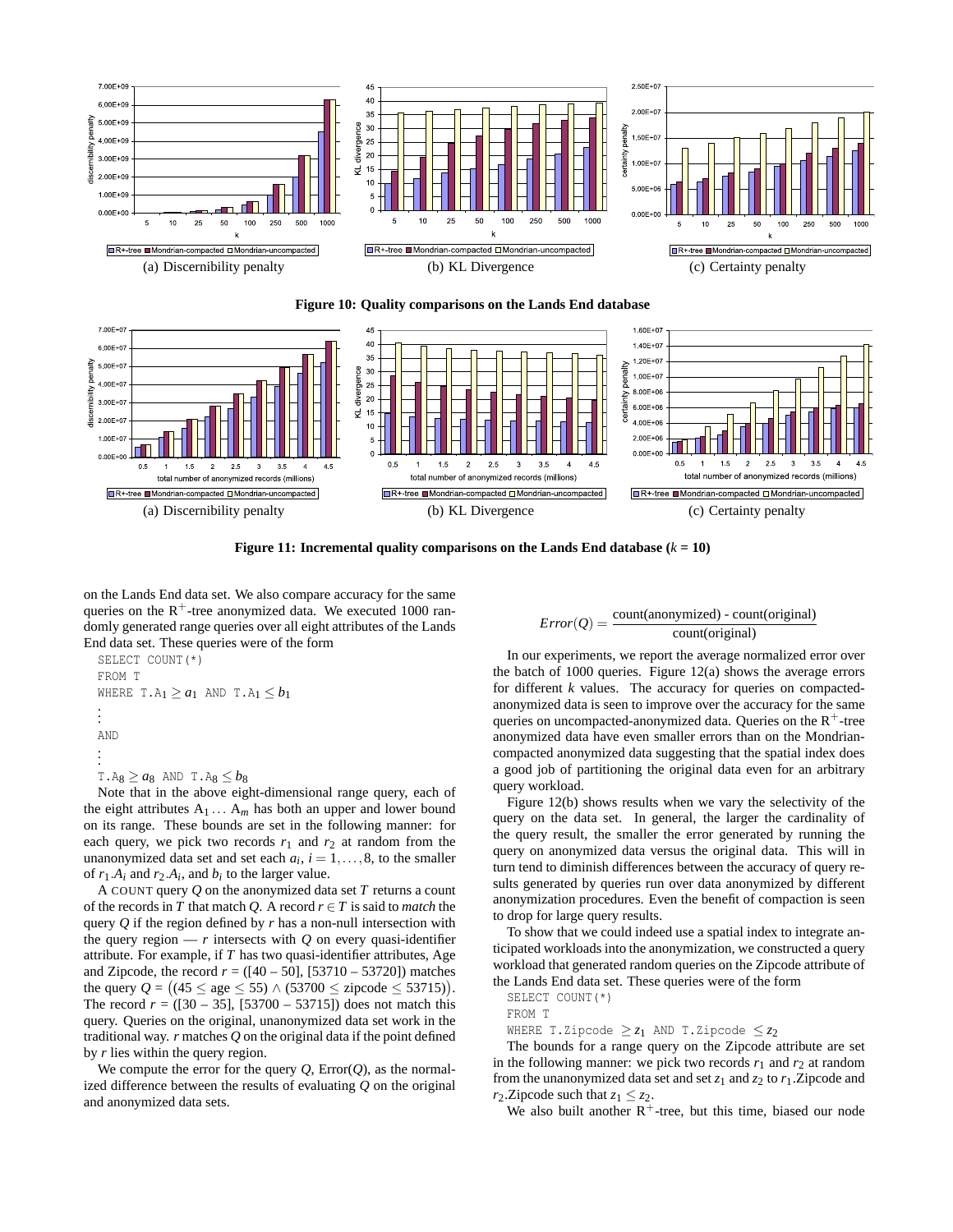(a) Discernibility penalty

(b) KL Divergence

(c) Certainty penalty

**Figure 10: Quality comparisons on the Lands End database**

(a) Discernibility penalty

(b) KL Divergence

(c) Certainty penalty

**Figure 11: Incremental quality comparisons on the Lands End database ($k$ = 10)**

on the Lands End data set. We also compare accuracy for the same queries on the R$^+$-tree anonymized data. We executed 1000 randomly generated range queries over all eight attributes of the Lands End data set. These queries were of the form

SELECT COUNT(*)
FROM T
WHERE T.A$_1 \geq a_1$ AND T.A$_1 \leq b_1$
⋮
AND
⋮
T.A$_8 \geq a_8$ AND T.A$_8 \leq b_8$

Note that in the above eight-dimensional range query, each of the eight attributes $A_1 \ldots A_m$ has both an upper and lower bound on its range. These bounds are set in the following manner: for each query, we pick two records $r_1$ and $r_2$ at random from the unanonymized data set and set each $a_i$, $i = 1, \ldots, 8$, to the smaller of $r_1.A_i$ and $r_2.A_i$, and $b_i$ to the larger value.

A COUNT query $Q$ on the anonymized data set $T$ returns a count of the records in $T$ that match $Q$. A record $r \in T$ is said to *match* the query $Q$ if the region defined by $r$ has a non-null intersection with the query region — $r$ intersects with $Q$ on every quasi-identifier attribute. For example, if $T$ has two quasi-identifier attributes, Age and Zipcode, the record $r$ = ([40 – 50], [53710 – 53720]) matches the query $Q = \big((45 \leq \text{age} \leq 55) \wedge (53700 \leq \text{zipcode} \leq 53715)\big)$. The record $r$ = ([30 – 35], [53700 – 53715]) does not match this query. Queries on the original, unanonymized data set work in the traditional way. $r$ matches $Q$ on the original data if the point defined by $r$ lies within the query region.

We compute the error for the query $Q$, Error($Q$), as the normalized difference between the results of evaluating $Q$ on the original and anonymized data sets.

$$Error(Q) = \frac{\text{count(anonymized) - count(original)}}{\text{count(original)}}$$

In our experiments, we report the average normalized error over the batch of 1000 queries. Figure 12(a) shows the average errors for different $k$ values. The accuracy for queries on compacted-anonymized data is seen to improve over the accuracy for the same queries on uncompacted-anonymized data. Queries on the R$^+$-tree anonymized data have even smaller errors than on the Mondrian-compacted anonymized data suggesting that the spatial index does a good job of partitioning the original data even for an arbitrary query workload.

Figure 12(b) shows results when we vary the selectivity of the query on the data set. In general, the larger the cardinality of the query result, the smaller the error generated by running the query on anonymized data versus the original data. This will in turn tend to diminish differences between the accuracy of query results generated by queries run over data anonymized by different anonymization procedures. Even the benefit of compaction is seen to drop for large query results.

To show that we could indeed use a spatial index to integrate anticipated workloads into the anonymization, we constructed a query workload that generated random queries on the Zipcode attribute of the Lands End data set. These queries were of the form

SELECT COUNT(*)
FROM T
WHERE T.Zipcode $\geq z_1$ AND T.Zipcode $\leq z_2$

The bounds for a range query on the Zipcode attribute are set in the following manner: we pick two records $r_1$ and $r_2$ at random from the unanonymized data set and set $z_1$ and $z_2$ to $r_1$.Zipcode and $r_2$.Zipcode such that $z_1 \leq z_2$.

We also built another R$^+$-tree, but this time, biased our node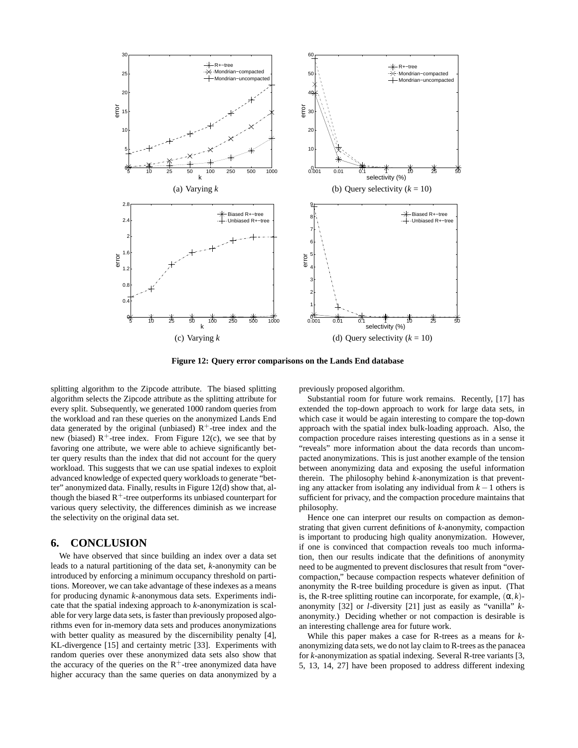(a) Varying $k$

(b) Query selectivity ($k = 10$)

(c) Varying $k$

(d) Query selectivity ($k = 10$)

**Figure 12: Query error comparisons on the Lands End database**

splitting algorithm to the Zipcode attribute. The biased splitting algorithm selects the Zipcode attribute as the splitting attribute for every split. Subsequently, we generated 1000 random queries from the workload and ran these queries on the anonymized Lands End data generated by the original (unbiased) $R^+$-tree index and the new (biased) $R^+$-tree index. From Figure 12(c), we see that by favoring one attribute, we were able to achieve significantly better query results than the index that did not account for the query workload. This suggests that we can use spatial indexes to exploit advanced knowledge of expected query workloads to generate "better" anonymized data. Finally, results in Figure 12(d) show that, although the biased $R^+$-tree outperforms its unbiased counterpart for various query selectivity, the differences diminish as we increase the selectivity on the original data set.

## 6. CONCLUSION

We have observed that since building an index over a data set leads to a natural partitioning of the data set, $k$-anonymity can be introduced by enforcing a minimum occupancy threshold on partitions. Moreover, we can take advantage of these indexes as a means for producing dynamic $k$-anonymous data sets. Experiments indicate that the spatial indexing approach to $k$-anonymization is scalable for very large data sets, is faster than previously proposed algorithms even for in-memory data sets and produces anonymizations with better quality as measured by the discernibility penalty [4], KL-divergence [15] and certainty metric [33]. Experiments with random queries over these anonymized data sets also show that the accuracy of the queries on the $R^+$-tree anonymized data have higher accuracy than the same queries on data anonymized by a previously proposed algorithm.

Substantial room for future work remains. Recently, [17] has extended the top-down approach to work for large data sets, in which case it would be again interesting to compare the top-down approach with the spatial index bulk-loading approach. Also, the compaction procedure raises interesting questions as in a sense it "reveals" more information about the data records than uncompacted anonymizations. This is just another example of the tension between anonymizing data and exposing the useful information therein. The philosophy behind $k$-anonymization is that preventing any attacker from isolating any individual from $k-1$ others is sufficient for privacy, and the compaction procedure maintains that philosophy.

Hence one can interpret our results on compaction as demonstrating that given current definitions of $k$-anonymity, compaction is important to producing high quality anonymization. However, if one is convinced that compaction reveals too much information, then our results indicate that the definitions of anonymity need to be augmented to prevent disclosures that result from "overcompaction," because compaction respects whatever definition of anonymity the R-tree building procedure is given as input. (That is, the R-tree splitting routine can incorporate, for example, $(\alpha, k)$-anonymity [32] or $l$-diversity [21] just as easily as "vanilla" $k$-anonymity.) Deciding whether or not compaction is desirable is an interesting challenge area for future work.

While this paper makes a case for R-trees as a means for $k$-anonymizing data sets, we do not lay claim to R-trees as the panacea for $k$-anonymization as spatial indexing. Several R-tree variants [3, 5, 13, 14, 27] have been proposed to address different indexing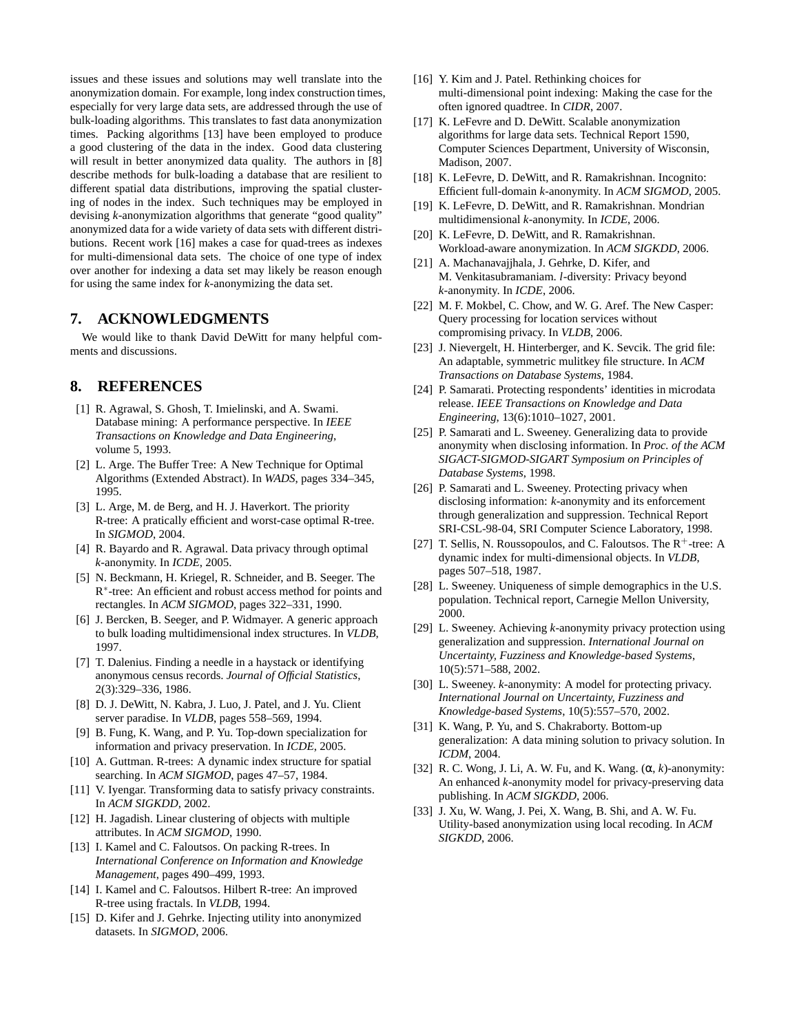issues and these issues and solutions may well translate into the anonymization domain. For example, long index construction times, especially for very large data sets, are addressed through the use of bulk-loading algorithms. This translates to fast data anonymization times. Packing algorithms [13] have been employed to produce a good clustering of the data in the index. Good data clustering will result in better anonymized data quality. The authors in [8] describe methods for bulk-loading a database that are resilient to different spatial data distributions, improving the spatial clustering of nodes in the index. Such techniques may be employed in devising $k$-anonymization algorithms that generate "good quality" anonymized data for a wide variety of data sets with different distributions. Recent work [16] makes a case for quad-trees as indexes for multi-dimensional data sets. The choice of one type of index over another for indexing a data set may likely be reason enough for using the same index for $k$-anonymizing the data set.

## 7. ACKNOWLEDGMENTS

We would like to thank David DeWitt for many helpful comments and discussions.

## 8. REFERENCES

[1] R. Agrawal, S. Ghosh, T. Imielinski, and A. Swami. Database mining: A performance perspective. In *IEEE Transactions on Knowledge and Data Engineering*, volume 5, 1993.

[2] L. Arge. The Buffer Tree: A New Technique for Optimal Algorithms (Extended Abstract). In *WADS*, pages 334–345, 1995.

[3] L. Arge, M. de Berg, and H. J. Haverkort. The priority R-tree: A pratically efficient and worst-case optimal R-tree. In *SIGMOD*, 2004.

[4] R. Bayardo and R. Agrawal. Data privacy through optimal $k$-anonymity. In *ICDE*, 2005.

[5] N. Beckmann, H. Kriegel, R. Schneider, and B. Seeger. The $R^*$-tree: An efficient and robust access method for points and rectangles. In *ACM SIGMOD*, pages 322–331, 1990.

[6] J. Bercken, B. Seeger, and P. Widmayer. A generic approach to bulk loading multidimensional index structures. In *VLDB*, 1997.

[7] T. Dalenius. Finding a needle in a haystack or identifying anonymous census records. *Journal of Official Statistics*, 2(3):329–336, 1986.

[8] D. J. DeWitt, N. Kabra, J. Luo, J. Patel, and J. Yu. Client server paradise. In *VLDB*, pages 558–569, 1994.

[9] B. Fung, K. Wang, and P. Yu. Top-down specialization for information and privacy preservation. In *ICDE*, 2005.

[10] A. Guttman. R-trees: A dynamic index structure for spatial searching. In *ACM SIGMOD*, pages 47–57, 1984.

[11] V. Iyengar. Transforming data to satisfy privacy constraints. In *ACM SIGKDD*, 2002.

[12] H. Jagadish. Linear clustering of objects with multiple attributes. In *ACM SIGMOD*, 1990.

[13] I. Kamel and C. Faloutsos. On packing R-trees. In *International Conference on Information and Knowledge Management*, pages 490–499, 1993.

[14] I. Kamel and C. Faloutsos. Hilbert R-tree: An improved R-tree using fractals. In *VLDB*, 1994.

[15] D. Kifer and J. Gehrke. Injecting utility into anonymized datasets. In *SIGMOD*, 2006.

[16] Y. Kim and J. Patel. Rethinking choices for multi-dimensional point indexing: Making the case for the often ignored quadtree. In *CIDR*, 2007.

[17] K. LeFevre and D. DeWitt. Scalable anonymization algorithms for large data sets. Technical Report 1590, Computer Sciences Department, University of Wisconsin, Madison, 2007.

[18] K. LeFevre, D. DeWitt, and R. Ramakrishnan. Incognito: Efficient full-domain $k$-anonymity. In *ACM SIGMOD*, 2005.

[19] K. LeFevre, D. DeWitt, and R. Ramakrishnan. Mondrian multidimensional $k$-anonymity. In *ICDE*, 2006.

[20] K. LeFevre, D. DeWitt, and R. Ramakrishnan. Workload-aware anonymization. In *ACM SIGKDD*, 2006.

[21] A. Machanavajjhala, J. Gehrke, D. Kifer, and M. Venkitasubramaniam. $l$-diversity: Privacy beyond $k$-anonymity. In *ICDE*, 2006.

[22] M. F. Mokbel, C. Chow, and W. G. Aref. The New Casper: Query processing for location services without compromising privacy. In *VLDB*, 2006.

[23] J. Nievergelt, H. Hinterberger, and K. Sevcik. The grid file: An adaptable, symmetric mulitkey file structure. In *ACM Transactions on Database Systems*, 1984.

[24] P. Samarati. Protecting respondents' identities in microdata release. *IEEE Transactions on Knowledge and Data Engineering*, 13(6):1010–1027, 2001.

[25] P. Samarati and L. Sweeney. Generalizing data to provide anonymity when disclosing information. In *Proc. of the ACM SIGACT-SIGMOD-SIGART Symposium on Principles of Database Systems*, 1998.

[26] P. Samarati and L. Sweeney. Protecting privacy when disclosing information: $k$-anonymity and its enforcement through generalization and suppression. Technical Report SRI-CSL-98-04, SRI Computer Science Laboratory, 1998.

[27] T. Sellis, N. Roussopoulos, and C. Faloutsos. The $R^+$-tree: A dynamic index for multi-dimensional objects. In *VLDB*, pages 507–518, 1987.

[28] L. Sweeney. Uniqueness of simple demographics in the U.S. population. Technical report, Carnegie Mellon University, 2000.

[29] L. Sweeney. Achieving $k$-anonymity privacy protection using generalization and suppression. *International Journal on Uncertainty, Fuzziness and Knowledge-based Systems*, 10(5):571–588, 2002.

[30] L. Sweeney. $k$-anonymity: A model for protecting privacy. *International Journal on Uncertainty, Fuzziness and Knowledge-based Systems*, 10(5):557–570, 2002.

[31] K. Wang, P. Yu, and S. Chakraborty. Bottom-up generalization: A data mining solution to privacy solution. In *ICDM*, 2004.

[32] R. C. Wong, J. Li, A. W. Fu, and K. Wang. ($\alpha$, $k$)-anonymity: An enhanced $k$-anonymity model for privacy-preserving data publishing. In *ACM SIGKDD*, 2006.

[33] J. Xu, W. Wang, J. Pei, X. Wang, B. Shi, and A. W. Fu. Utility-based anonymization using local recoding. In *ACM SIGKDD*, 2006.